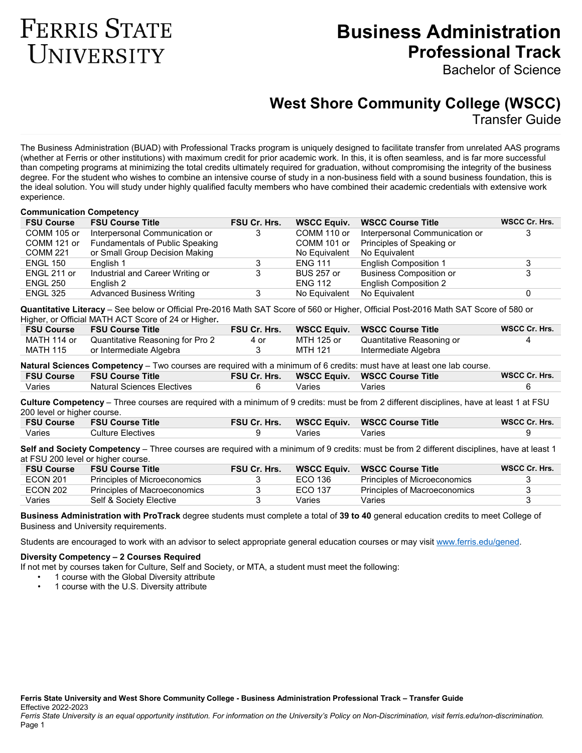# Ferris State University

# Business Administration
## Professional Track
Bachelor of Science

## West Shore Community College (WSCC)
Transfer Guide

The Business Administration (BUAD) with Professional Tracks program is uniquely designed to facilitate transfer from unrelated AAS programs (whether at Ferris or other institutions) with maximum credit for prior academic work. In this, it is often seamless, and is far more successful than competing programs at minimizing the total credits ultimately required for graduation, without compromising the integrity of the business degree. For the student who wishes to combine an intensive course of study in a non-business field with a sound business foundation, this is the ideal solution. You will study under highly qualified faculty members who have combined their academic credentials with extensive work experience.

**Communication Competency**

| FSU Course | FSU Course Title | FSU Cr. Hrs. | WSCC Equiv. | WSCC Course Title | WSCC Cr. Hrs. |
|---|---|---|---|---|---|
| COMM 105 or COMM 121 or COMM 221 | Interpersonal Communication or Fundamentals of Public Speaking or Small Group Decision Making | 3 | COMM 110 or COMM 101 or No Equivalent | Interpersonal Communication or Principles of Speaking or No Equivalent | 3 |
| ENGL 150 | English 1 | 3 | ENG 111 | English Composition 1 | 3 |
| ENGL 211 or ENGL 250 | Industrial and Career Writing or English 2 | 3 | BUS 257 or ENG 112 | Business Composition or English Composition 2 | 3 |
| ENGL 325 | Advanced Business Writing | 3 | No Equivalent | No Equivalent | 0 |

**Quantitative Literacy** – See below or Official Pre-2016 Math SAT Score of 560 or Higher, Official Post-2016 Math SAT Score of 580 or Higher, or Official MATH ACT Score of 24 or Higher**.**

| FSU Course | FSU Course Title | FSU Cr. Hrs. | WSCC Equiv. | WSCC Course Title | WSCC Cr. Hrs. |
|---|---|---|---|---|---|
| MATH 114 or MATH 115 | Quantitative Reasoning for Pro 2 or Intermediate Algebra | 4 or 3 | MTH 125 or MTH 121 | Quantitative Reasoning or Intermediate Algebra | 4 |

**Natural Sciences Competency** – Two courses are required with a minimum of 6 credits: must have at least one lab course.

| FSU Course | FSU Course Title | FSU Cr. Hrs. | WSCC Equiv. | WSCC Course Title | WSCC Cr. Hrs. |
|---|---|---|---|---|---|
| Varies | Natural Sciences Electives | 6 | Varies | Varies | 6 |

**Culture Competency** – Three courses are required with a minimum of 9 credits: must be from 2 different disciplines, have at least 1 at FSU 200 level or higher course.

| FSU Course | FSU Course Title | FSU Cr. Hrs. | WSCC Equiv. | WSCC Course Title | WSCC Cr. Hrs. |
|---|---|---|---|---|---|
| Varies | Culture Electives | 9 | Varies | Varies | 9 |

**Self and Society Competency** – Three courses are required with a minimum of 9 credits: must be from 2 different disciplines, have at least 1 at FSU 200 level or higher course.

| FSU Course | FSU Course Title | FSU Cr. Hrs. | WSCC Equiv. | WSCC Course Title | WSCC Cr. Hrs. |
|---|---|---|---|---|---|
| ECON 201 | Principles of Microeconomics | 3 | ECO 136 | Principles of Microeconomics | 3 |
| ECON 202 | Principles of Macroeconomics | 3 | ECO 137 | Principles of Macroeconomics | 3 |
| Varies | Self & Society Elective | 3 | Varies | Varies | 3 |

**Business Administration with ProTrack** degree students must complete a total of **39 to 40** general education credits to meet College of Business and University requirements.

Students are encouraged to work with an advisor to select appropriate general education courses or may visit www.ferris.edu/gened.

**Diversity Competency – 2 Courses Required**

If not met by courses taken for Culture, Self and Society, or MTA, a student must meet the following:

- 1 course with the Global Diversity attribute
- 1 course with the U.S. Diversity attribute

**Ferris State University and West Shore Community College - Business Administration Professional Track – Transfer Guide**
Effective 2022-2023
*Ferris State University is an equal opportunity institution. For information on the University's Policy on Non-Discrimination, visit ferris.edu/non-discrimination.*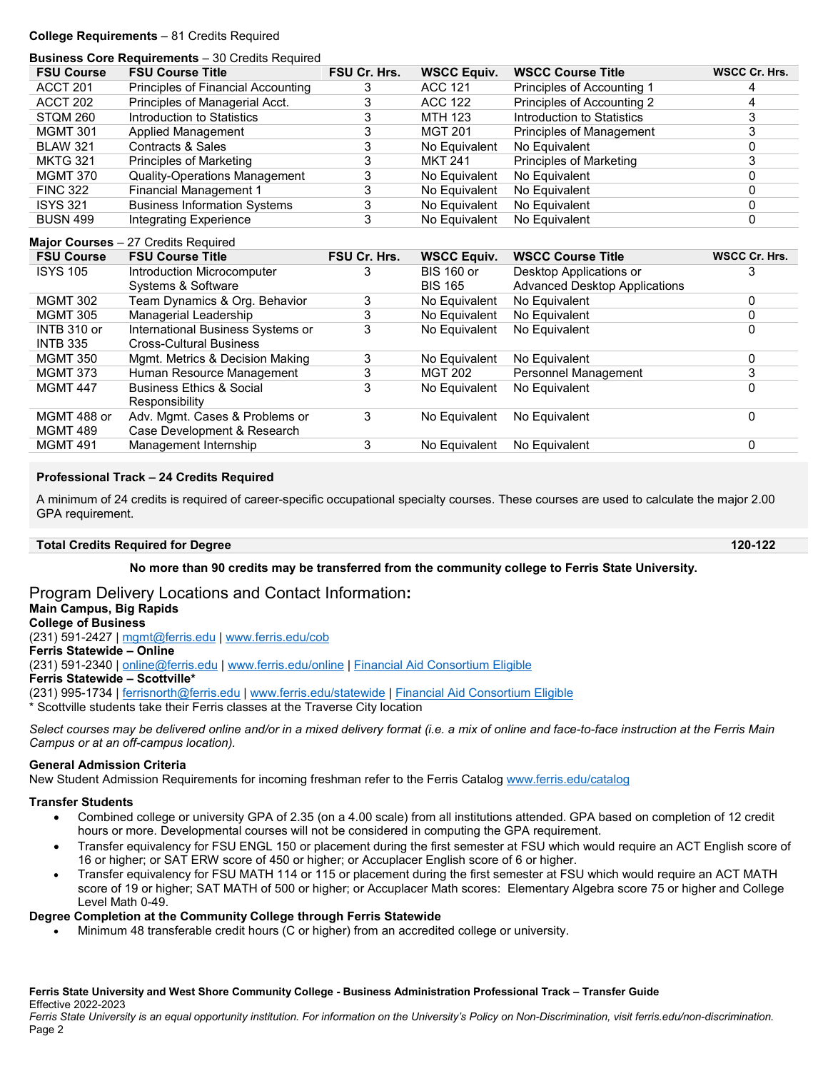**College Requirements** – 81 Credits Required

**Business Core Requirements** – 30 Credits Required

| FSU Course | FSU Course Title | FSU Cr. Hrs. | WSCC Equiv. | WSCC Course Title | WSCC Cr. Hrs. |
|---|---|---|---|---|---|
| ACCT 201 | Principles of Financial Accounting | 3 | ACC 121 | Principles of Accounting 1 | 4 |
| ACCT 202 | Principles of Managerial Acct. | 3 | ACC 122 | Principles of Accounting 2 | 4 |
| STQM 260 | Introduction to Statistics | 3 | MTH 123 | Introduction to Statistics | 3 |
| MGMT 301 | Applied Management | 3 | MGT 201 | Principles of Management | 3 |
| BLAW 321 | Contracts & Sales | 3 | No Equivalent | No Equivalent | 0 |
| MKTG 321 | Principles of Marketing | 3 | MKT 241 | Principles of Marketing | 3 |
| MGMT 370 | Quality-Operations Management | 3 | No Equivalent | No Equivalent | 0 |
| FINC 322 | Financial Management 1 | 3 | No Equivalent | No Equivalent | 0 |
| ISYS 321 | Business Information Systems | 3 | No Equivalent | No Equivalent | 0 |
| BUSN 499 | Integrating Experience | 3 | No Equivalent | No Equivalent | 0 |

**Major Courses** – 27 Credits Required

| FSU Course | FSU Course Title | FSU Cr. Hrs. | WSCC Equiv. | WSCC Course Title | WSCC Cr. Hrs. |
|---|---|---|---|---|---|
| ISYS 105 | Introduction Microcomputer Systems & Software | 3 | BIS 160 or BIS 165 | Desktop Applications or Advanced Desktop Applications | 3 |
| MGMT 302 | Team Dynamics & Org. Behavior | 3 | No Equivalent | No Equivalent | 0 |
| MGMT 305 | Managerial Leadership | 3 | No Equivalent | No Equivalent | 0 |
| INTB 310 or INTB 335 | International Business Systems or Cross-Cultural Business | 3 | No Equivalent | No Equivalent | 0 |
| MGMT 350 | Mgmt. Metrics & Decision Making | 3 | No Equivalent | No Equivalent | 0 |
| MGMT 373 | Human Resource Management | 3 | MGT 202 | Personnel Management | 3 |
| MGMT 447 | Business Ethics & Social Responsibility | 3 | No Equivalent | No Equivalent | 0 |
| MGMT 488 or MGMT 489 | Adv. Mgmt. Cases & Problems or Case Development & Research | 3 | No Equivalent | No Equivalent | 0 |
| MGMT 491 | Management Internship | 3 | No Equivalent | No Equivalent | 0 |

**Professional Track – 24 Credits Required**

A minimum of 24 credits is required of career-specific occupational specialty courses. These courses are used to calculate the major 2.00 GPA requirement.

| | |
|---|---|
| **Total Credits Required for Degree** | **120-122** |

**No more than 90 credits may be transferred from the community college to Ferris State University.**

## Program Delivery Locations and Contact Information:

**Main Campus, Big Rapids**
**College of Business**
(231) 591-2427 | mgmt@ferris.edu | www.ferris.edu/cob
**Ferris Statewide – Online**
(231) 591-2340 | online@ferris.edu | www.ferris.edu/online | Financial Aid Consortium Eligible
**Ferris Statewide – Scottville***
(231) 995-1734 | ferrisnorth@ferris.edu | www.ferris.edu/statewide | Financial Aid Consortium Eligible
* Scottville students take their Ferris classes at the Traverse City location

*Select courses may be delivered online and/or in a mixed delivery format (i.e. a mix of online and face-to-face instruction at the Ferris Main Campus or at an off-campus location).*

**General Admission Criteria**
New Student Admission Requirements for incoming freshman refer to the Ferris Catalog www.ferris.edu/catalog

**Transfer Students**

- Combined college or university GPA of 2.35 (on a 4.00 scale) from all institutions attended. GPA based on completion of 12 credit hours or more. Developmental courses will not be considered in computing the GPA requirement.
- Transfer equivalency for FSU ENGL 150 or placement during the first semester at FSU which would require an ACT English score of 16 or higher; or SAT ERW score of 450 or higher; or Accuplacer English score of 6 or higher.
- Transfer equivalency for FSU MATH 114 or 115 or placement during the first semester at FSU which would require an ACT MATH score of 19 or higher; SAT MATH of 500 or higher; or Accuplacer Math scores: Elementary Algebra score 75 or higher and College Level Math 0-49.

**Degree Completion at the Community College through Ferris Statewide**

- Minimum 48 transferable credit hours (C or higher) from an accredited college or university.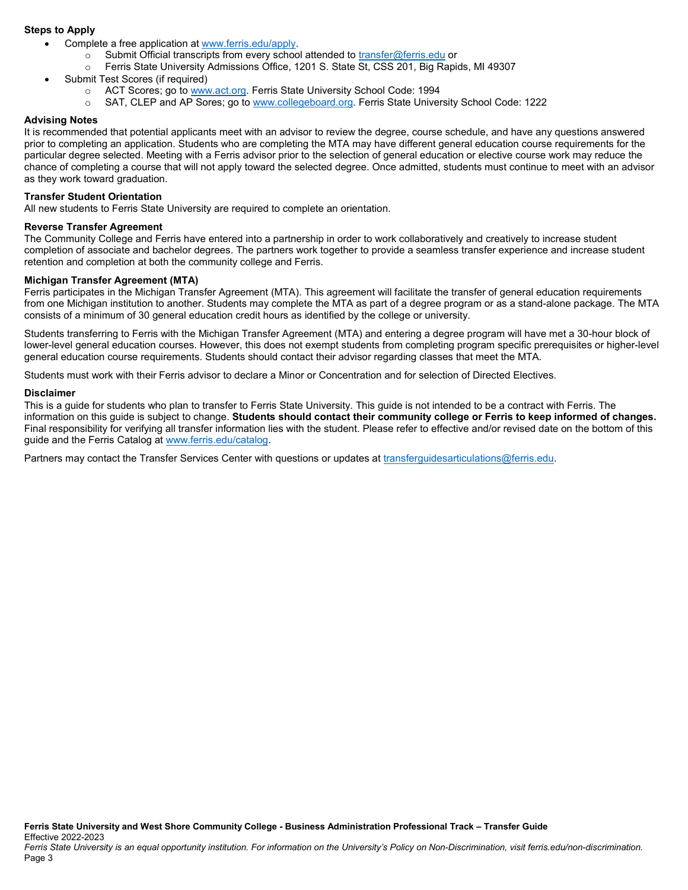### Steps to Apply

- Complete a free application at www.ferris.edu/apply.
  - Submit Official transcripts from every school attended to transfer@ferris.edu or
  - Ferris State University Admissions Office, 1201 S. State St, CSS 201, Big Rapids, MI 49307
- Submit Test Scores (if required)
  - ACT Scores; go to www.act.org. Ferris State University School Code: 1994
  - SAT, CLEP and AP Sores; go to www.collegeboard.org. Ferris State University School Code: 1222

### Advising Notes

It is recommended that potential applicants meet with an advisor to review the degree, course schedule, and have any questions answered prior to completing an application. Students who are completing the MTA may have different general education course requirements for the particular degree selected. Meeting with a Ferris advisor prior to the selection of general education or elective course work may reduce the chance of completing a course that will not apply toward the selected degree. Once admitted, students must continue to meet with an advisor as they work toward graduation.

### Transfer Student Orientation

All new students to Ferris State University are required to complete an orientation.

### Reverse Transfer Agreement

The Community College and Ferris have entered into a partnership in order to work collaboratively and creatively to increase student completion of associate and bachelor degrees. The partners work together to provide a seamless transfer experience and increase student retention and completion at both the community college and Ferris.

### Michigan Transfer Agreement (MTA)

Ferris participates in the Michigan Transfer Agreement (MTA). This agreement will facilitate the transfer of general education requirements from one Michigan institution to another. Students may complete the MTA as part of a degree program or as a stand-alone package. The MTA consists of a minimum of 30 general education credit hours as identified by the college or university.

Students transferring to Ferris with the Michigan Transfer Agreement (MTA) and entering a degree program will have met a 30-hour block of lower-level general education courses. However, this does not exempt students from completing program specific prerequisites or higher-level general education course requirements. Students should contact their advisor regarding classes that meet the MTA.

Students must work with their Ferris advisor to declare a Minor or Concentration and for selection of Directed Electives.

### Disclaimer

This is a guide for students who plan to transfer to Ferris State University. This guide is not intended to be a contract with Ferris. The information on this guide is subject to change. **Students should contact their community college or Ferris to keep informed of changes.** Final responsibility for verifying all transfer information lies with the student. Please refer to effective and/or revised date on the bottom of this guide and the Ferris Catalog at www.ferris.edu/catalog.

Partners may contact the Transfer Services Center with questions or updates at transferguidesarticulations@ferris.edu.